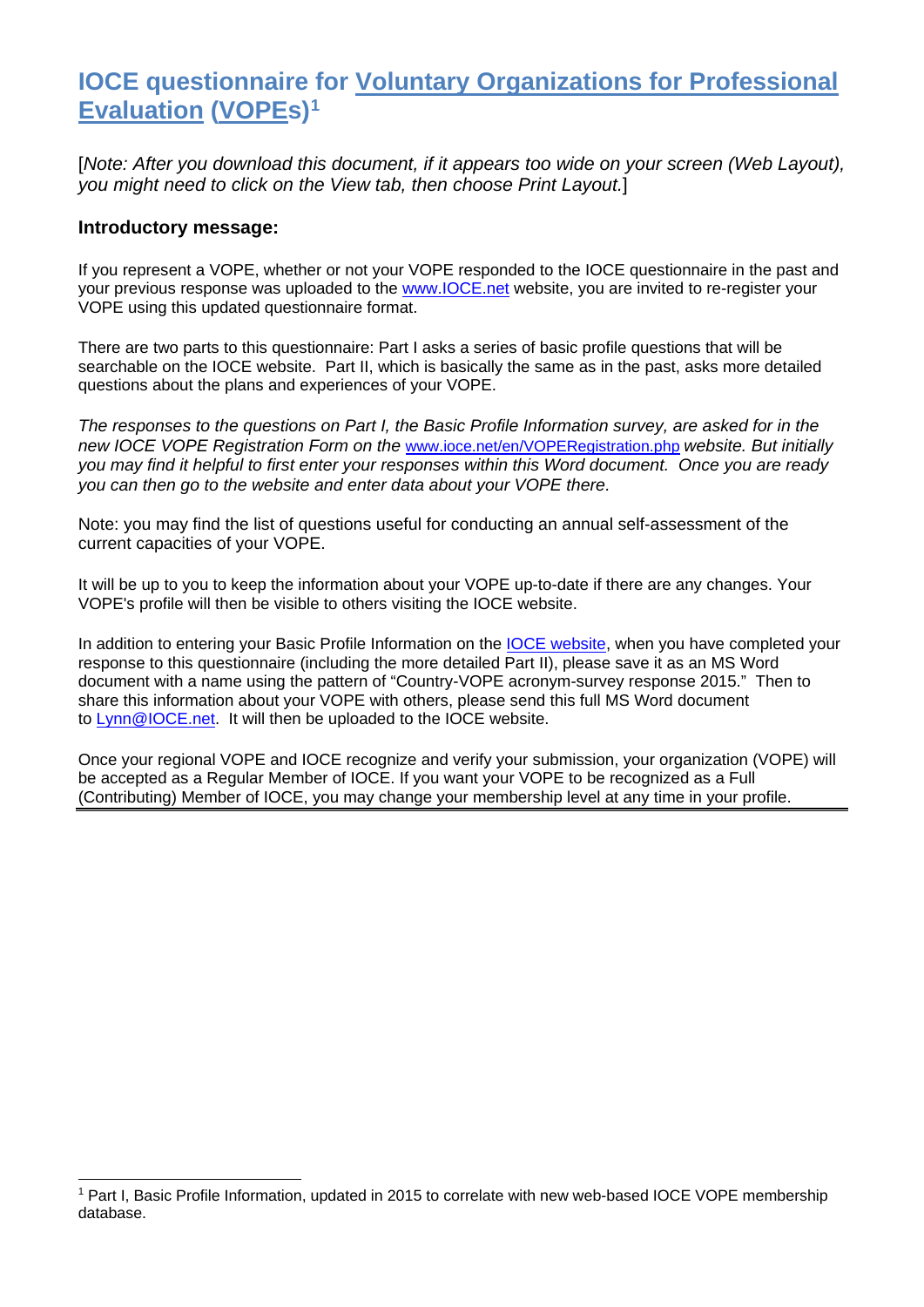# IOCE questionnaire for Voluntary Organizations for Professional Evaluation (VOPEs)[1]

[*Note: After you download this document, if it appears too wide on your screen (Web Layout), you might need to click on the View tab, then choose Print Layout.*]

### Introductory message:

If you represent a VOPE, whether or not your VOPE responded to the IOCE questionnaire in the past and your previous response was uploaded to the www.IOCE.net website, you are invited to re-register your VOPE using this updated questionnaire format.

There are two parts to this questionnaire: Part I asks a series of basic profile questions that will be searchable on the IOCE website. Part II, which is basically the same as in the past, asks more detailed questions about the plans and experiences of your VOPE.

*The responses to the questions on Part I, the Basic Profile Information survey, are asked for in the new IOCE VOPE Registration Form on the* www.ioce.net/en/VOPERegistration.php *website. But initially you may find it helpful to first enter your responses within this Word document. Once you are ready you can then go to the website and enter data about your VOPE there.*

Note: you may find the list of questions useful for conducting an annual self-assessment of the current capacities of your VOPE.

It will be up to you to keep the information about your VOPE up-to-date if there are any changes. Your VOPE's profile will then be visible to others visiting the IOCE website.

In addition to entering your Basic Profile Information on the IOCE website, when you have completed your response to this questionnaire (including the more detailed Part II), please save it as an MS Word document with a name using the pattern of "Country-VOPE acronym-survey response 2015." Then to share this information about your VOPE with others, please send this full MS Word document to Lynn@IOCE.net. It will then be uploaded to the IOCE website.

Once your regional VOPE and IOCE recognize and verify your submission, your organization (VOPE) will be accepted as a Regular Member of IOCE. If you want your VOPE to be recognized as a Full (Contributing) Member of IOCE, you may change your membership level at any time in your profile.

---

[1] Part I, Basic Profile Information, updated in 2015 to correlate with new web-based IOCE VOPE membership database.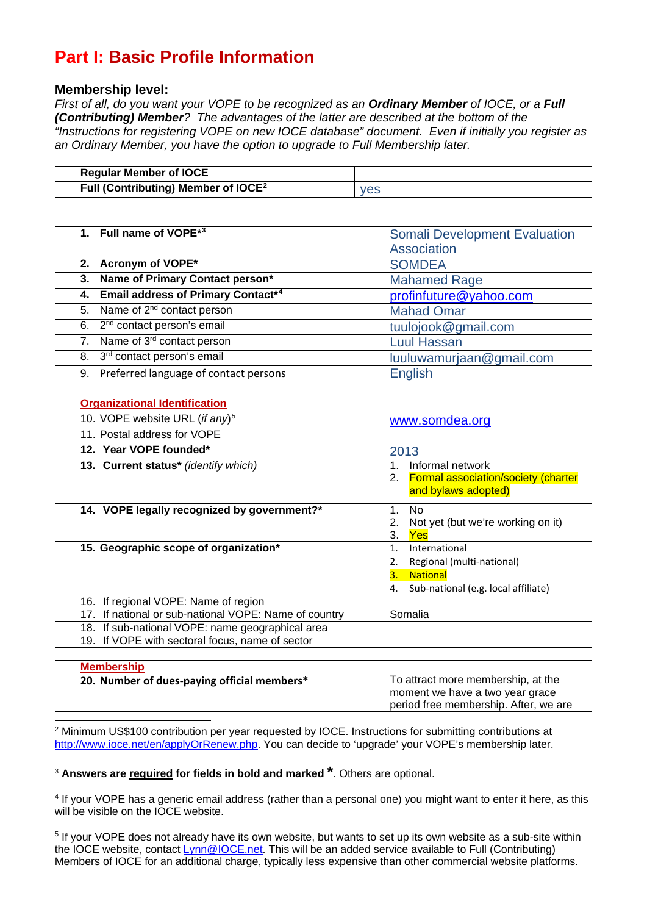# Part I: Basic Profile Information

### Membership level:

*First of all, do you want your VOPE to be recognized as an **Ordinary Member** of IOCE, or a **Full (Contributing) Member**? The advantages of the latter are described at the bottom of the "Instructions for registering VOPE on new IOCE database" document. Even if initially you register as an Ordinary Member, you have the option to upgrade to Full Membership later.*

| **Regular Member of IOCE** | |
|---|---|
| **Full (Contributing) Member of IOCE**[2] | yes |

| | |
|---|---|
| **1. Full name of VOPE*[3]** | Somali Development Evaluation Association |
| **2. Acronym of VOPE*** | SOMDEA |
| **3. Name of Primary Contact person*** | Mahamed Rage |
| **4. Email address of Primary Contact*[4]** | profinfuture@yahoo.com |
| 5. Name of 2nd contact person | Mahad Omar |
| 6. 2nd contact person's email | tuulojook@gmail.com |
| 7. Name of 3rd contact person | Luul Hassan |
| 8. 3rd contact person's email | luuluwamurjaan@gmail.com |
| 9. Preferred language of contact persons | English |
| | |
| **Organizational Identification** | |
| 10. VOPE website URL *(if any)*[5] | www.somdea.org |
| 11. Postal address for VOPE | |
| **12. Year VOPE founded*** | 2013 |
| **13. Current status*** *(identify which)* | 1. Informal network<br>2. Formal association/society (charter and bylaws adopted) |
| **14. VOPE legally recognized by government?*** | 1. No<br>2. Not yet (but we're working on it)<br>3. Yes |
| **15. Geographic scope of organization*** | 1. International<br>2. Regional (multi-national)<br>3. National<br>4. Sub-national (e.g. local affiliate) |
| 16. If regional VOPE: Name of region | |
| 17. If national or sub-national VOPE: Name of country | Somalia |
| 18. If sub-national VOPE: name geographical area | |
| 19. If VOPE with sectoral focus, name of sector | |
| | |
| **Membership** | |
| **20. Number of dues-paying official members*** | To attract more membership, at the moment we have a two year grace period free membership. After, we are |

[2] Minimum US$100 contribution per year requested by IOCE. Instructions for submitting contributions at http://www.ioce.net/en/applyOrRenew.php. You can decide to 'upgrade' your VOPE's membership later.

[3] **Answers are required for fields in bold and marked \***. Others are optional.

[4] If your VOPE has a generic email address (rather than a personal one) you might want to enter it here, as this will be visible on the IOCE website.

[5] If your VOPE does not already have its own website, but wants to set up its own website as a sub-site within the IOCE website, contact Lynn@IOCE.net. This will be an added service available to Full (Contributing) Members of IOCE for an additional charge, typically less expensive than other commercial website platforms.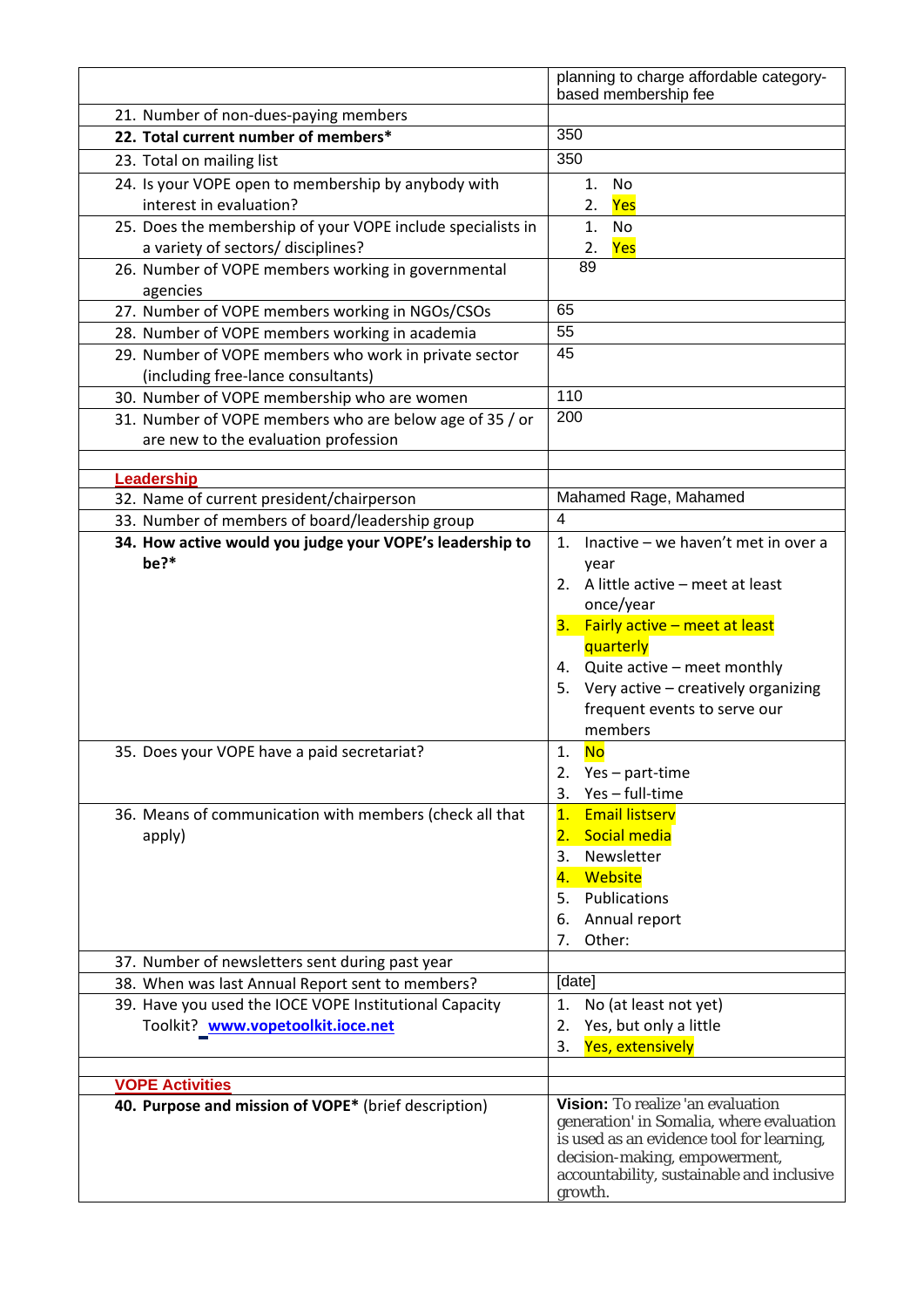| | |
|---|---|
| | planning to charge affordable category-based membership fee |
| 21. Number of non-dues-paying members | |
| **22. Total current number of members*** | 350 |
| 23. Total on mailing list | 350 |
| 24. Is your VOPE open to membership by anybody with interest in evaluation? | 1. No<br>2. Yes |
| 25. Does the membership of your VOPE include specialists in a variety of sectors/ disciplines? | 1. No<br>2. Yes |
| 26. Number of VOPE members working in governmental agencies | 89 |
| 27. Number of VOPE members working in NGOs/CSOs | 65 |
| 28. Number of VOPE members working in academia | 55 |
| 29. Number of VOPE members who work in private sector (including free-lance consultants) | 45 |
| 30. Number of VOPE membership who are women | 110 |
| 31. Number of VOPE members who are below age of 35 / or are new to the evaluation profession | 200 |
| | |
| **Leadership** | |
| 32. Name of current president/chairperson | Mahamed Rage, Mahamed |
| 33. Number of members of board/leadership group | 4 |
| **34. How active would you judge your VOPE's leadership to be?*** | 1. Inactive – we haven't met in over a year<br>2. A little active – meet at least once/year<br>3. Fairly active – meet at least quarterly<br>4. Quite active – meet monthly<br>5. Very active – creatively organizing frequent events to serve our members |
| 35. Does your VOPE have a paid secretariat? | 1. No<br>2. Yes – part-time<br>3. Yes – full-time |
| 36. Means of communication with members (check all that apply) | 1. Email listserv<br>2. Social media<br>3. Newsletter<br>4. Website<br>5. Publications<br>6. Annual report<br>7. Other: |
| 37. Number of newsletters sent during past year | |
| 38. When was last Annual Report sent to members? | [date] |
| 39. Have you used the IOCE VOPE Institutional Capacity Toolkit? www.vopetoolkit.ioce.net | 1. No (at least not yet)<br>2. Yes, but only a little<br>3. Yes, extensively |
| | |
| **VOPE Activities** | |
| **40. Purpose and mission of VOPE*** (brief description) | **Vision:** To realize 'an evaluation generation' in Somalia, where evaluation is used as an evidence tool for learning, decision-making, empowerment, accountability, sustainable and inclusive growth. |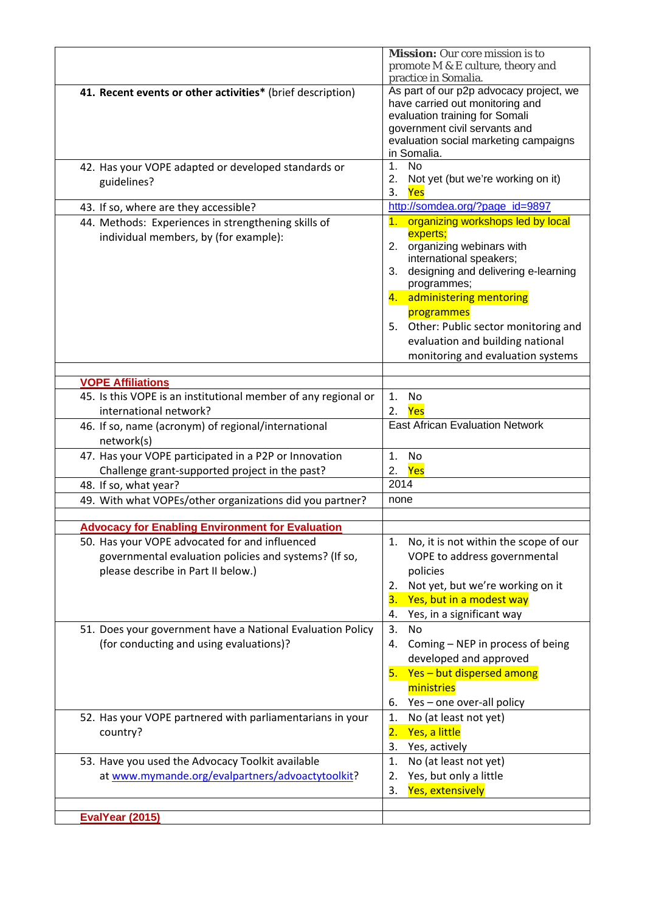| | |
|---|---|
| | **Mission:** Our core mission is to promote M & E culture, theory and practice in Somalia. |
| **41. Recent events or other activities*** (brief description) | As part of our p2p advocacy project, we have carried out monitoring and evaluation training for Somali government civil servants and evaluation social marketing campaigns in Somalia. |
| 42. Has your VOPE adapted or developed standards or guidelines? | 1. No<br>2. Not yet (but we're working on it)<br>3. Yes |
| 43. If so, where are they accessible? | http://somdea.org/?page_id=9897 |
| 44. Methods: Experiences in strengthening skills of individual members, by (for example): | 1. organizing workshops led by local experts;<br>2. organizing webinars with international speakers;<br>3. designing and delivering e-learning programmes;<br>4. administering mentoring programmes<br>5. Other: Public sector monitoring and evaluation and building national monitoring and evaluation systems |
| | |
| **VOPE Affiliations** | |
| 45. Is this VOPE is an institutional member of any regional or international network? | 1. No<br>2. Yes |
| 46. If so, name (acronym) of regional/international network(s) | East African Evaluation Network |
| 47. Has your VOPE participated in a P2P or Innovation Challenge grant-supported project in the past? | 1. No<br>2. Yes |
| 48. If so, what year? | 2014 |
| 49. With what VOPEs/other organizations did you partner? | none |
| | |
| **Advocacy for Enabling Environment for Evaluation** | |
| 50. Has your VOPE advocated for and influenced governmental evaluation policies and systems? (If so, please describe in Part II below.) | 1. No, it is not within the scope of our VOPE to address governmental policies<br>2. Not yet, but we're working on it<br>3. Yes, but in a modest way<br>4. Yes, in a significant way |
| 51. Does your government have a National Evaluation Policy (for conducting and using evaluations)? | 3. No<br>4. Coming – NEP in process of being developed and approved<br>5. Yes – but dispersed among ministries<br>6. Yes – one over-all policy |
| 52. Has your VOPE partnered with parliamentarians in your country? | 1. No (at least not yet)<br>2. Yes, a little<br>3. Yes, actively |
| 53. Have you used the Advocacy Toolkit available at www.mymande.org/evalpartners/advoactytoolkit? | 1. No (at least not yet)<br>2. Yes, but only a little<br>3. Yes, extensively |
| | |
| **EvalYear (2015)** | |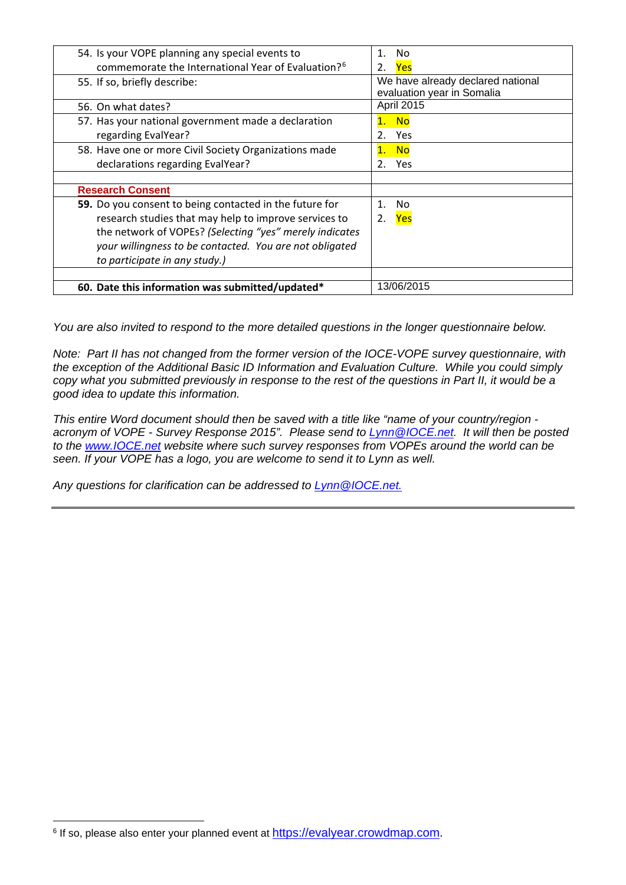| | |
|---|---|
| 54. Is your VOPE planning any special events to commemorate the International Year of Evaluation?[6] | 1. No<br>2. Yes |
| 55. If so, briefly describe: | We have already declared national evaluation year in Somalia |
| 56. On what dates? | April 2015 |
| 57. Has your national government made a declaration regarding EvalYear? | 1. No<br>2. Yes |
| 58. Have one or more Civil Society Organizations made declarations regarding EvalYear? | 1. No<br>2. Yes |
| | |
| **Research Consent** | |
| **59.** Do you consent to being contacted in the future for research studies that may help to improve services to the network of VOPEs? *(Selecting "yes" merely indicates your willingness to be contacted. You are not obligated to participate in any study.)* | 1. No<br>2. Yes |
| | |
| **60. Date this information was submitted/updated*** | 13/06/2015 |

*You are also invited to respond to the more detailed questions in the longer questionnaire below.*

*Note: Part II has not changed from the former version of the IOCE-VOPE survey questionnaire, with the exception of the Additional Basic ID Information and Evaluation Culture. While you could simply copy what you submitted previously in response to the rest of the questions in Part II, it would be a good idea to update this information.*

*This entire Word document should then be saved with a title like "name of your country/region - acronym of VOPE - Survey Response 2015". Please send to Lynn@IOCE.net. It will then be posted to the www.IOCE.net website where such survey responses from VOPEs around the world can be seen. If your VOPE has a logo, you are welcome to send it to Lynn as well.*

*Any questions for clarification can be addressed to Lynn@IOCE.net.*

---

[6] If so, please also enter your planned event at https://evalyear.crowdmap.com.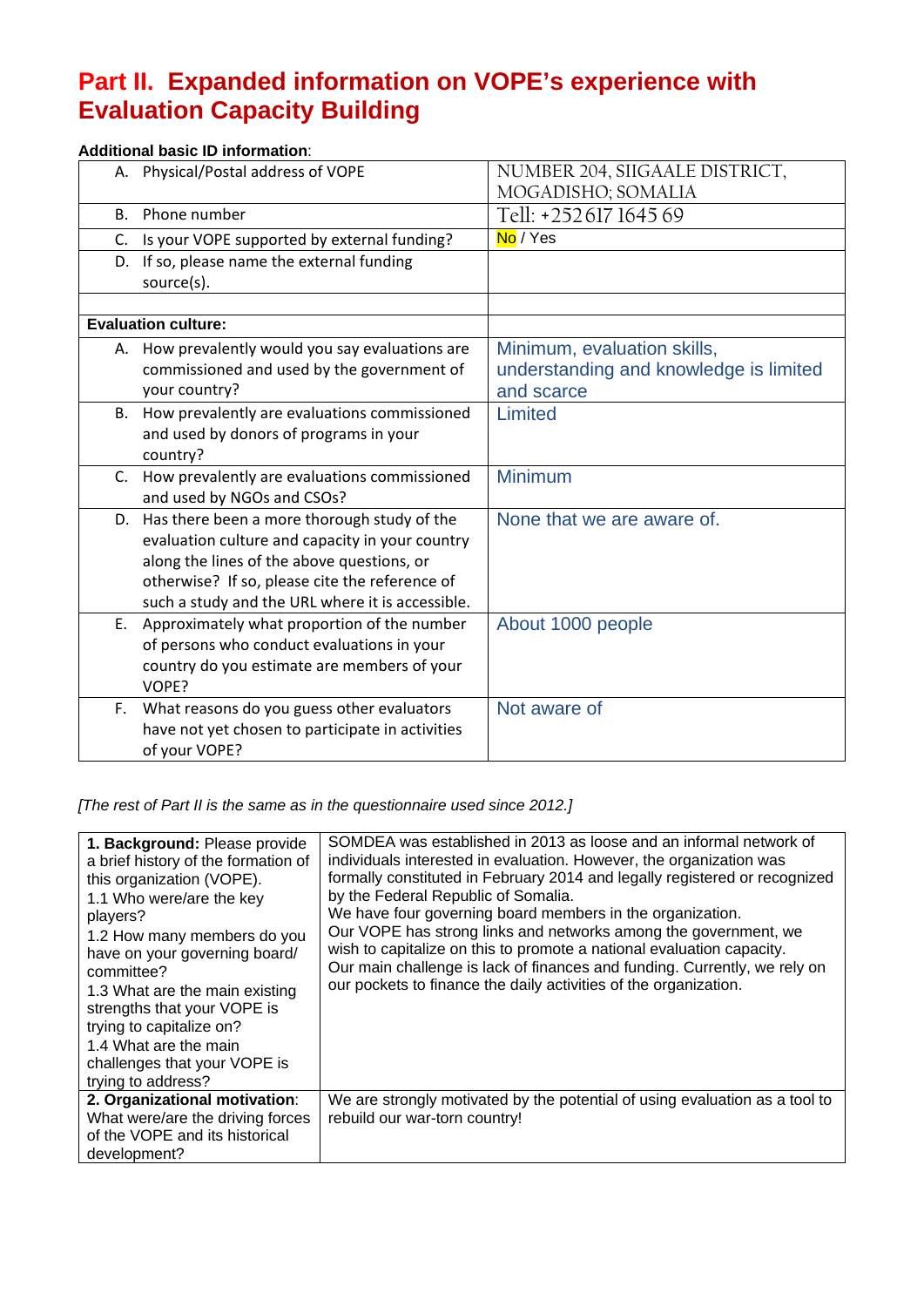# Part II. Expanded information on VOPE's experience with Evaluation Capacity Building

**Additional basic ID information**:

| | |
|---|---|
| A. Physical/Postal address of VOPE | NUMBER 204, SIIGAALE DISTRICT, MOGADISHO; SOMALIA |
| B. Phone number | Tell: +252 617 1645 69 |
| C. Is your VOPE supported by external funding? | No / Yes |
| D. If so, please name the external funding source(s). | |
| | |
| **Evaluation culture:** | |
| A. How prevalently would you say evaluations are commissioned and used by the government of your country? | Minimum, evaluation skills, understanding and knowledge is limited and scarce |
| B. How prevalently are evaluations commissioned and used by donors of programs in your country? | Limited |
| C. How prevalently are evaluations commissioned and used by NGOs and CSOs? | Minimum |
| D. Has there been a more thorough study of the evaluation culture and capacity in your country along the lines of the above questions, or otherwise? If so, please cite the reference of such a study and the URL where it is accessible. | None that we are aware of. |
| E. Approximately what proportion of the number of persons who conduct evaluations in your country do you estimate are members of your VOPE? | About 1000 people |
| F. What reasons do you guess other evaluators have not yet chosen to participate in activities of your VOPE? | Not aware of |

*[The rest of Part II is the same as in the questionnaire used since 2012.]*

| | |
|---|---|
| **1. Background:** Please provide a brief history of the formation of this organization (VOPE).<br>1.1 Who were/are the key players?<br>1.2 How many members do you have on your governing board/ committee?<br>1.3 What are the main existing strengths that your VOPE is trying to capitalize on?<br>1.4 What are the main challenges that your VOPE is trying to address? | SOMDEA was established in 2013 as loose and an informal network of individuals interested in evaluation. However, the organization was formally constituted in February 2014 and legally registered or recognized by the Federal Republic of Somalia.<br>We have four governing board members in the organization.<br>Our VOPE has strong links and networks among the government, we wish to capitalize on this to promote a national evaluation capacity.<br>Our main challenge is lack of finances and funding. Currently, we rely on our pockets to finance the daily activities of the organization. |
| **2. Organizational motivation**: What were/are the driving forces of the VOPE and its historical development? | We are strongly motivated by the potential of using evaluation as a tool to rebuild our war-torn country! |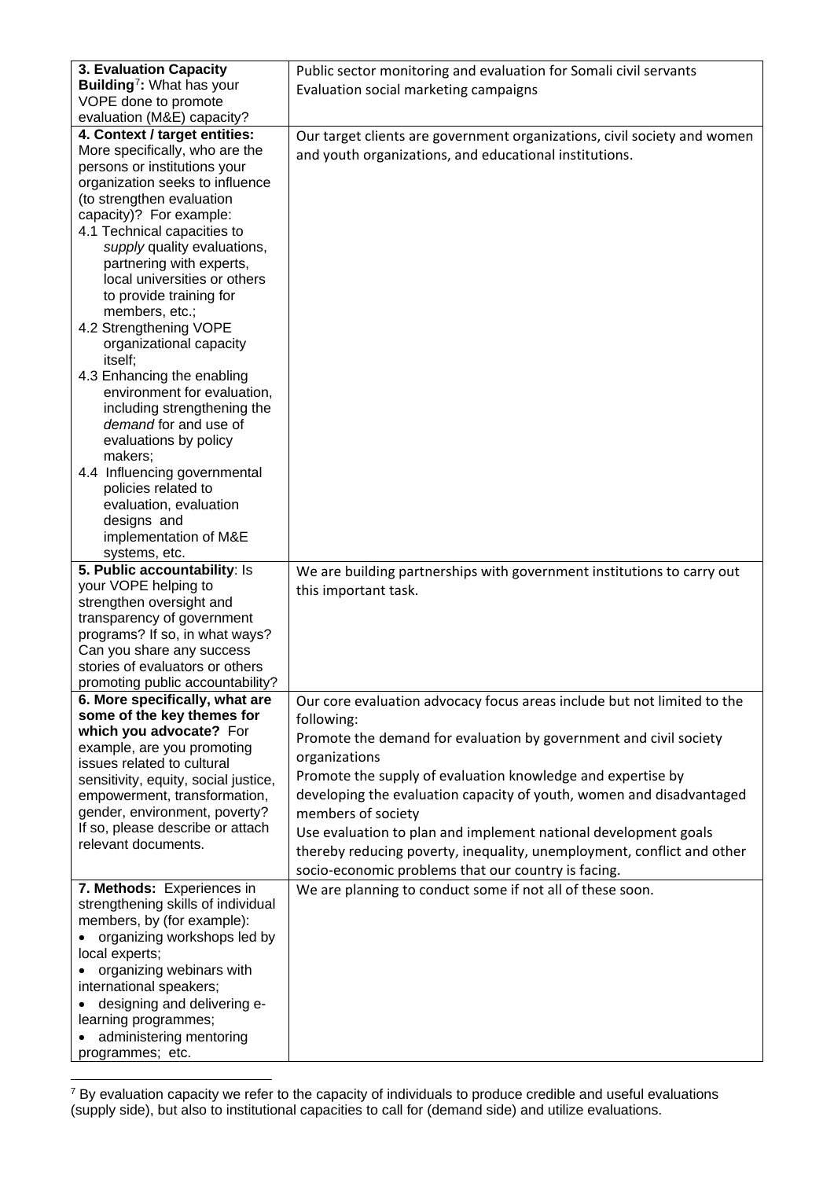| | |
|---|---|
| **3. Evaluation Capacity Building**[7]**:** What has your VOPE done to promote evaluation (M&E) capacity? | Public sector monitoring and evaluation for Somali civil servants<br>Evaluation social marketing campaigns |
| **4. Context / target entities:** More specifically, who are the persons or institutions your organization seeks to influence (to strengthen evaluation capacity)? For example:<br>4.1 Technical capacities to *supply* quality evaluations, partnering with experts, local universities or others to provide training for members, etc.;<br>4.2 Strengthening VOPE organizational capacity itself;<br>4.3 Enhancing the enabling environment for evaluation, including strengthening the *demand* for and use of evaluations by policy makers;<br>4.4 Influencing governmental policies related to evaluation, evaluation designs and implementation of M&E systems, etc. | Our target clients are government organizations, civil society and women and youth organizations, and educational institutions. |
| **5. Public accountability**: Is your VOPE helping to strengthen oversight and transparency of government programs? If so, in what ways? Can you share any success stories of evaluators or others promoting public accountability? | We are building partnerships with government institutions to carry out this important task. |
| **6. More specifically, what are some of the key themes for which you advocate?** For example, are you promoting issues related to cultural sensitivity, equity, social justice, empowerment, transformation, gender, environment, poverty? If so, please describe or attach relevant documents. | Our core evaluation advocacy focus areas include but not limited to the following:<br>Promote the demand for evaluation by government and civil society organizations<br>Promote the supply of evaluation knowledge and expertise by developing the evaluation capacity of youth, women and disadvantaged members of society<br>Use evaluation to plan and implement national development goals thereby reducing poverty, inequality, unemployment, conflict and other socio-economic problems that our country is facing. |
| **7. Methods:** Experiences in strengthening skills of individual members, by (for example):<br>• organizing workshops led by local experts;<br>• organizing webinars with international speakers;<br>• designing and delivering e-learning programmes;<br>• administering mentoring programmes; etc. | We are planning to conduct some if not all of these soon. |

[7] By evaluation capacity we refer to the capacity of individuals to produce credible and useful evaluations (supply side), but also to institutional capacities to call for (demand side) and utilize evaluations.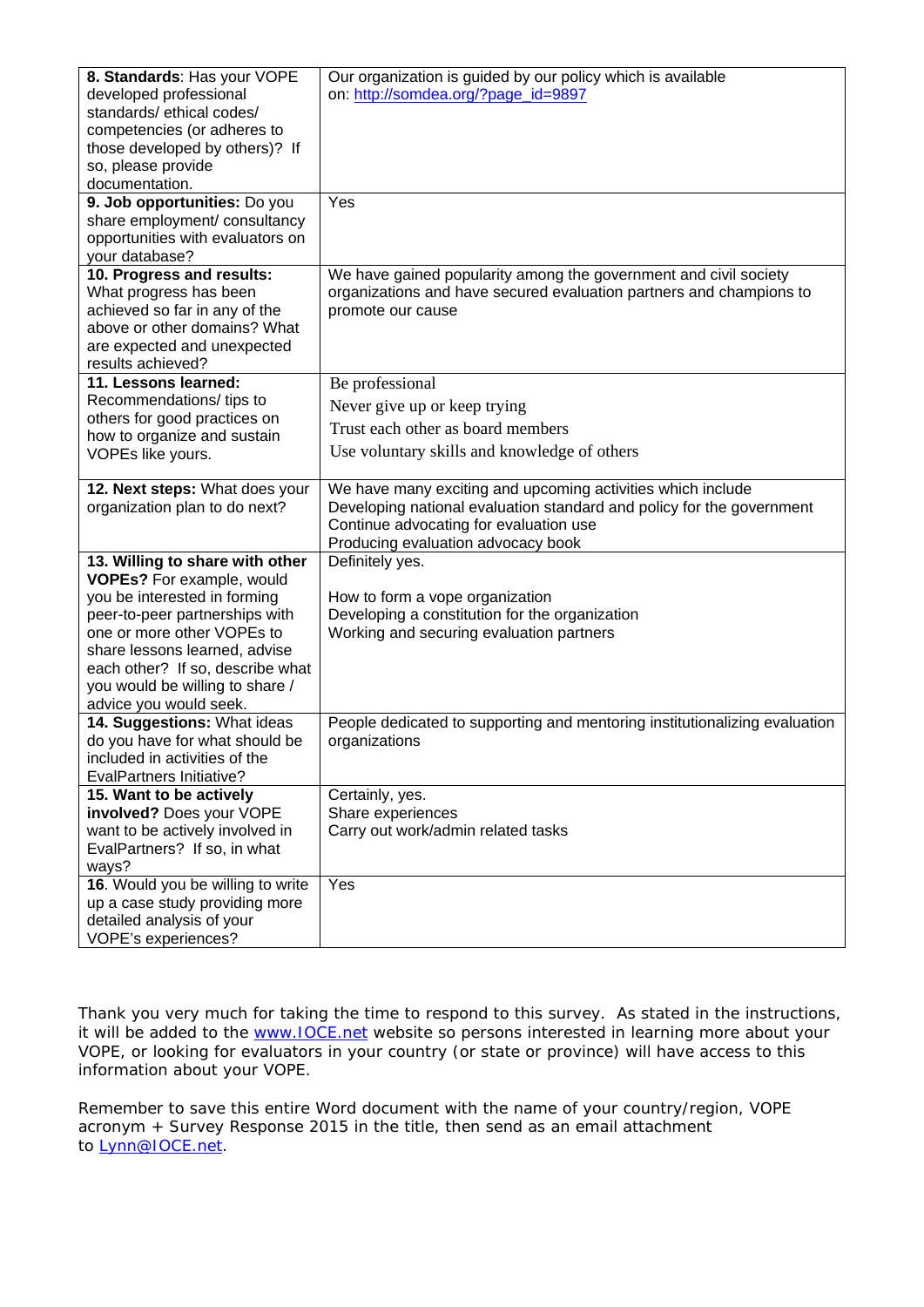| | |
|---|---|
| **8. Standards**: Has your VOPE developed professional standards/ ethical codes/ competencies (or adheres to those developed by others)? If so, please provide documentation. | Our organization is guided by our policy which is available on: http://somdea.org/?page_id=9897 |
| **9. Job opportunities:** Do you share employment/ consultancy opportunities with evaluators on your database? | Yes |
| **10. Progress and results:** What progress has been achieved so far in any of the above or other domains? What are expected and unexpected results achieved? | We have gained popularity among the government and civil society organizations and have secured evaluation partners and champions to promote our cause |
| **11. Lessons learned:** Recommendations/ tips to others for good practices on how to organize and sustain VOPEs like yours. | Be professional<br>Never give up or keep trying<br>Trust each other as board members<br>Use voluntary skills and knowledge of others |
| **12. Next steps:** What does your organization plan to do next? | We have many exciting and upcoming activities which include<br>Developing national evaluation standard and policy for the government<br>Continue advocating for evaluation use<br>Producing evaluation advocacy book |
| **13. Willing to share with other VOPEs?** For example, would you be interested in forming peer-to-peer partnerships with one or more other VOPEs to share lessons learned, advise each other? If so, describe what you would be willing to share / advice you would seek. | Definitely yes.<br><br>How to form a vope organization<br>Developing a constitution for the organization<br>Working and securing evaluation partners |
| **14. Suggestions:** What ideas do you have for what should be included in activities of the EvalPartners Initiative? | People dedicated to supporting and mentoring institutionalizing evaluation organizations |
| **15. Want to be actively involved?** Does your VOPE want to be actively involved in EvalPartners? If so, in what ways? | Certainly, yes.<br>Share experiences<br>Carry out work/admin related tasks |
| **16**. Would you be willing to write up a case study providing more detailed analysis of your VOPE's experiences? | Yes |

Thank you very much for taking the time to respond to this survey. As stated in the instructions, it will be added to the www.IOCE.net website so persons interested in learning more about your VOPE, or looking for evaluators in your country (or state or province) will have access to this information about your VOPE.

Remember to save this entire Word document with the name of your country/region, VOPE acronym + Survey Response 2015 in the title, then send as an email attachment to Lynn@IOCE.net.